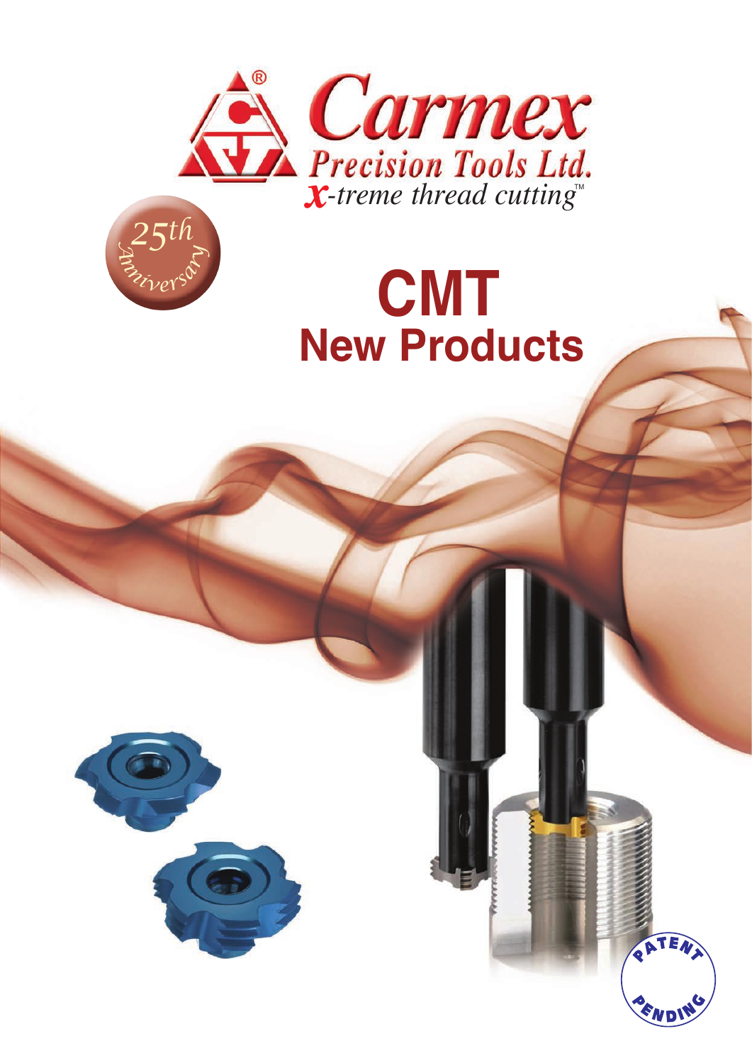Carmex

Precision Tools Ltd.

*X-treme thread cutting*™

25th Anniversary

# CMT

## New Products

PATENT PENDING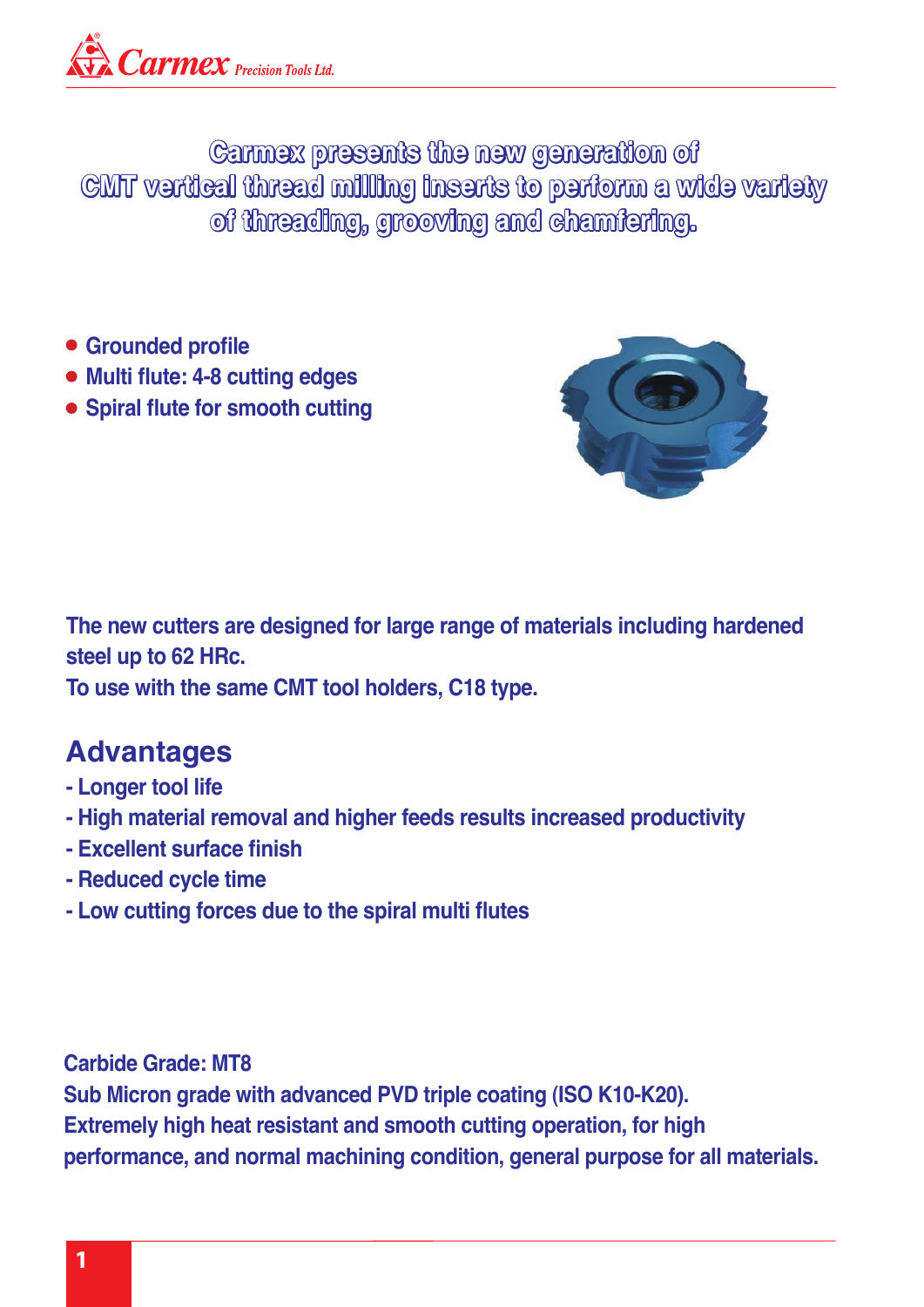# Carmex presents the new generation of CMT vertical thread milling inserts to perform a wide variety of threading, grooving and chamfering.

- Grounded profile
- Multi flute: 4-8 cutting edges
- Spiral flute for smooth cutting

The new cutters are designed for large range of materials including hardened steel up to 62 HRc.
To use with the same CMT tool holders, C18 type.

## Advantages

- Longer tool life
- High material removal and higher feeds results increased productivity
- Excellent surface finish
- Reduced cycle time
- Low cutting forces due to the spiral multi flutes

Carbide Grade: MT8
Sub Micron grade with advanced PVD triple coating (ISO K10-K20).
Extremely high heat resistant and smooth cutting operation, for high performance, and normal machining condition, general purpose for all materials.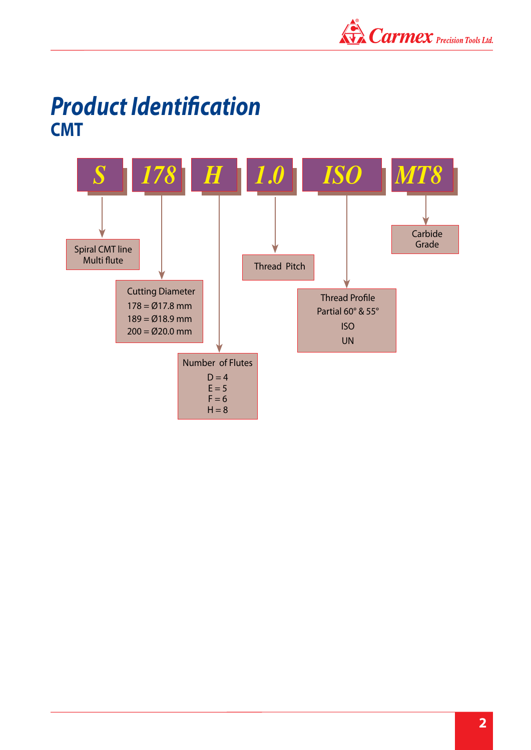# Product Identification

## CMT

**S 178 H 1.0 ISO MT8**

| Code | Meaning |
|---|---|
| S | Spiral CMT line Multi flute |
| 178 | Cutting Diameter<br>178 = Ø17.8 mm<br>189 = Ø18.9 mm<br>200 = Ø20.0 mm |
| H | Number of Flutes<br>D = 4<br>E = 5<br>F = 6<br>H = 8 |
| 1.0 | Thread Pitch |
| ISO | Thread Profile<br>Partial 60° & 55°<br>ISO<br>UN |
| MT8 | Carbide Grade |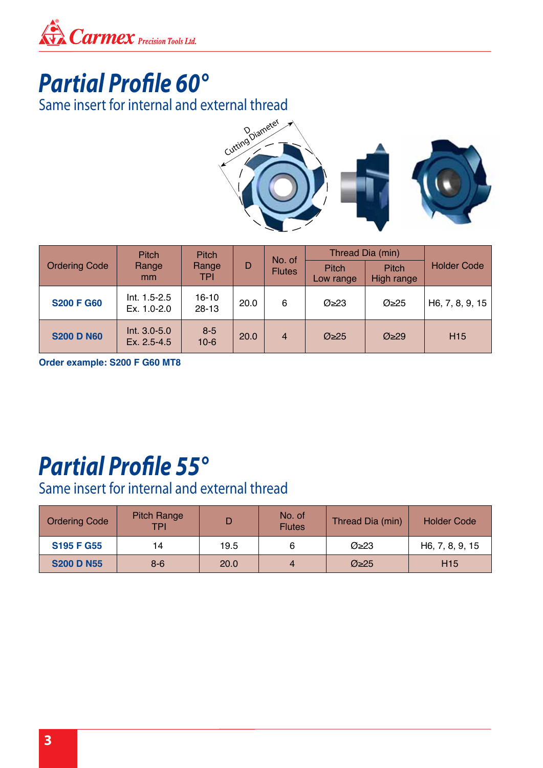# Partial Profile 60°

Same insert for internal and external thread

| Ordering Code | Pitch Range mm | Pitch Range TPI | D | No. of Flutes | Thread Dia (min) | | Holder Code |
|---|---|---|---|---|---|---|---|
| | | | | | Pitch Low range | Pitch High range | |
| **S200 F G60** | Int. 1.5-2.5<br>Ex. 1.0-2.0 | 16-10<br>28-13 | 20.0 | 6 | Ø≥23 | Ø≥25 | H6, 7, 8, 9, 15 |
| **S200 D N60** | Int. 3.0-5.0<br>Ex. 2.5-4.5 | 8-5<br>10-6 | 20.0 | 4 | Ø≥25 | Ø≥29 | H15 |

**Order example: S200 F G60 MT8**

# Partial Profile 55°

Same insert for internal and external thread

| Ordering Code | Pitch Range TPI | D | No. of Flutes | Thread Dia (min) | Holder Code |
|---|---|---|---|---|---|
| **S195 F G55** | 14 | 19.5 | 6 | Ø≥23 | H6, 7, 8, 9, 15 |
| **S200 D N55** | 8-6 | 20.0 | 4 | Ø≥25 | H15 |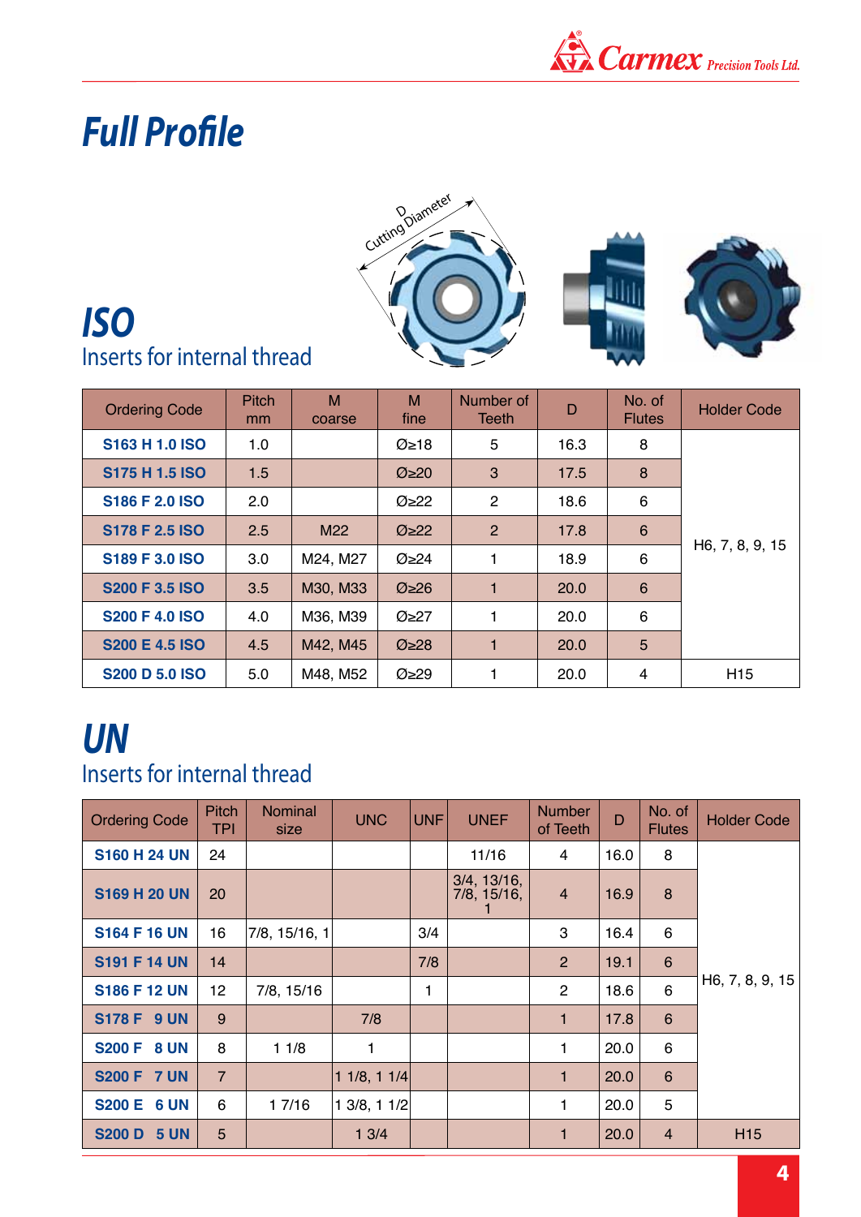# Full Profile

## ISO

Inserts for internal thread

D Cutting Diameter

| Ordering Code | Pitch mm | M coarse | M fine | Number of Teeth | D | No. of Flutes | Holder Code |
|---|---|---|---|---|---|---|---|
| **S163 H 1.0 ISO** | 1.0 | | Ø≥18 | 5 | 16.3 | 8 | H6, 7, 8, 9, 15 |
| **S175 H 1.5 ISO** | 1.5 | | Ø≥20 | 3 | 17.5 | 8 | |
| **S186 F 2.0 ISO** | 2.0 | | Ø≥22 | 2 | 18.6 | 6 | |
| **S178 F 2.5 ISO** | 2.5 | M22 | Ø≥22 | 2 | 17.8 | 6 | |
| **S189 F 3.0 ISO** | 3.0 | M24, M27 | Ø≥24 | 1 | 18.9 | 6 | |
| **S200 F 3.5 ISO** | 3.5 | M30, M33 | Ø≥26 | 1 | 20.0 | 6 | |
| **S200 F 4.0 ISO** | 4.0 | M36, M39 | Ø≥27 | 1 | 20.0 | 6 | |
| **S200 E 4.5 ISO** | 4.5 | M42, M45 | Ø≥28 | 1 | 20.0 | 5 | |
| **S200 D 5.0 ISO** | 5.0 | M48, M52 | Ø≥29 | 1 | 20.0 | 4 | H15 |

## UN

Inserts for internal thread

| Ordering Code | Pitch TPI | Nominal size | UNC | UNF | UNEF | Number of Teeth | D | No. of Flutes | Holder Code |
|---|---|---|---|---|---|---|---|---|---|
| **S160 H 24 UN** | 24 | | | | 11/16 | 4 | 16.0 | 8 | H6, 7, 8, 9, 15 |
| **S169 H 20 UN** | 20 | | | | 3/4, 13/16, 7/8, 15/16, 1 | 4 | 16.9 | 8 | |
| **S164 F 16 UN** | 16 | 7/8, 15/16, 1 | | 3/4 | | 3 | 16.4 | 6 | |
| **S191 F 14 UN** | 14 | | | 7/8 | | 2 | 19.1 | 6 | |
| **S186 F 12 UN** | 12 | 7/8, 15/16 | | 1 | | 2 | 18.6 | 6 | |
| **S178 F 9 UN** | 9 | | 7/8 | | | 1 | 17.8 | 6 | |
| **S200 F 8 UN** | 8 | 1 1/8 | 1 | | | 1 | 20.0 | 6 | |
| **S200 F 7 UN** | 7 | | 1 1/8, 1 1/4 | | | 1 | 20.0 | 6 | |
| **S200 E 6 UN** | 6 | 1 7/16 | 1 3/8, 1 1/2 | | | 1 | 20.0 | 5 | |
| **S200 D 5 UN** | 5 | | 1 3/4 | | | 1 | 20.0 | 4 | H15 |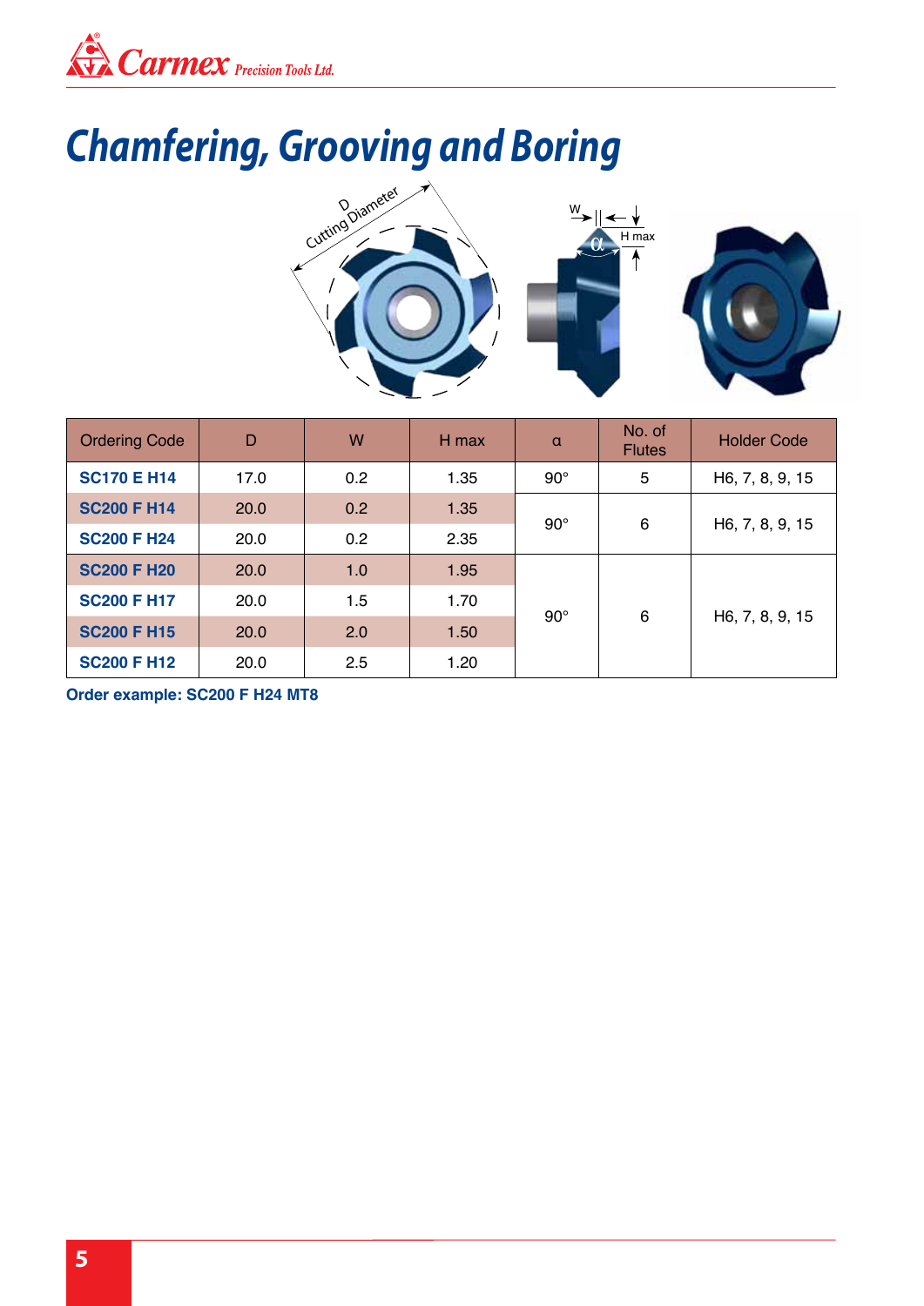# Chamfering, Grooving and Boring

| Ordering Code | D | W | H max | α | No. of Flutes | Holder Code |
|---|---|---|---|---|---|---|
| **SC170 E H14** | 17.0 | 0.2 | 1.35 | 90° | 5 | H6, 7, 8, 9, 15 |
| **SC200 F H14** | 20.0 | 0.2 | 1.35 | 90° | 6 | H6, 7, 8, 9, 15 |
| **SC200 F H24** | 20.0 | 0.2 | 2.35 | | | |
| **SC200 F H20** | 20.0 | 1.0 | 1.95 | 90° | 6 | H6, 7, 8, 9, 15 |
| **SC200 F H17** | 20.0 | 1.5 | 1.70 | | | |
| **SC200 F H15** | 20.0 | 2.0 | 1.50 | | | |
| **SC200 F H12** | 20.0 | 2.5 | 1.20 | | | |

**Order example: SC200 F H24 MT8**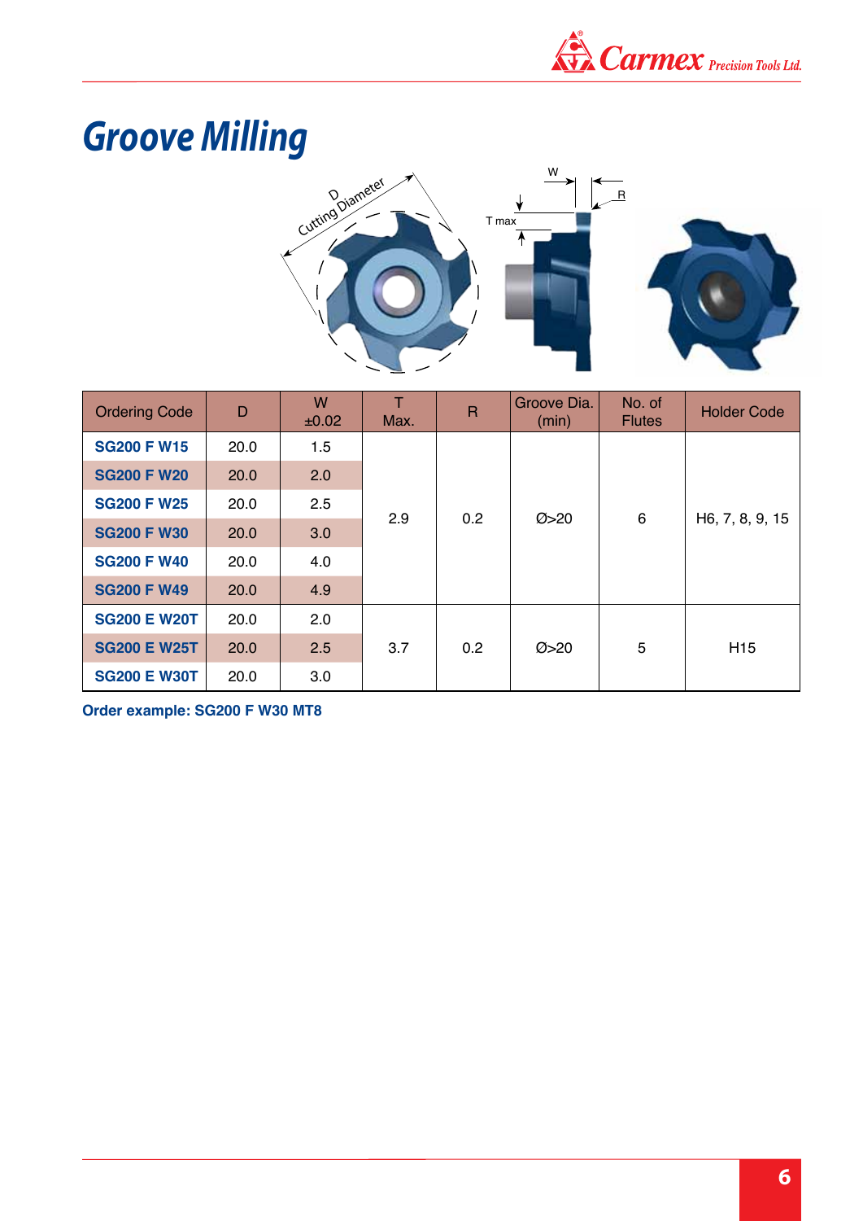# Groove Milling

| Ordering Code | D | W ±0.02 | T Max. | R | Groove Dia. (min) | No. of Flutes | Holder Code |
|---|---|---|---|---|---|---|---|
| **SG200 F W15** | 20.0 | 1.5 | 2.9 | 0.2 | Ø>20 | 6 | H6, 7, 8, 9, 15 |
| **SG200 F W20** | 20.0 | 2.0 | | | | | |
| **SG200 F W25** | 20.0 | 2.5 | | | | | |
| **SG200 F W30** | 20.0 | 3.0 | | | | | |
| **SG200 F W40** | 20.0 | 4.0 | | | | | |
| **SG200 F W49** | 20.0 | 4.9 | | | | | |
| **SG200 E W20T** | 20.0 | 2.0 | 3.7 | 0.2 | Ø>20 | 5 | H15 |
| **SG200 E W25T** | 20.0 | 2.5 | | | | | |
| **SG200 E W30T** | 20.0 | 3.0 | | | | | |

**Order example: SG200 F W30 MT8**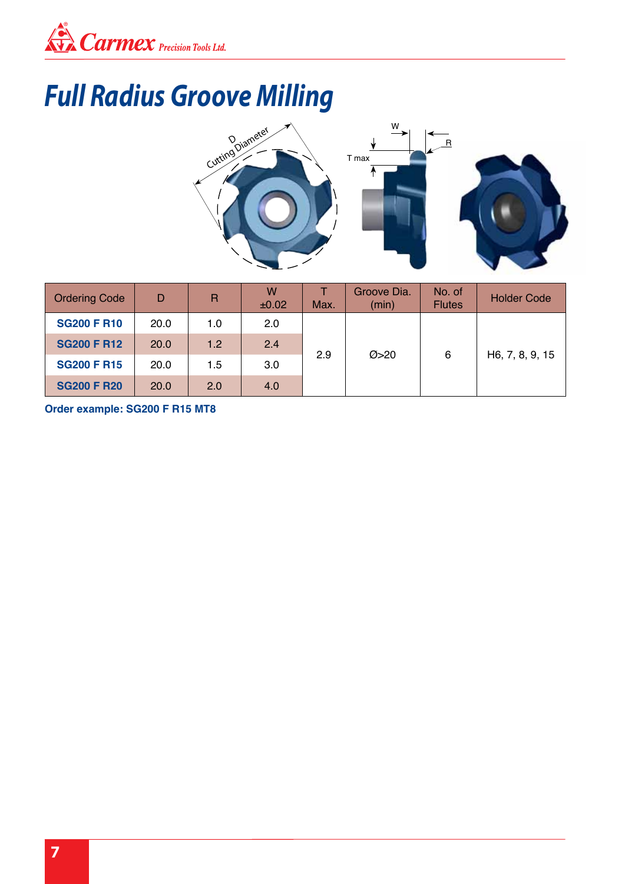# Full Radius Groove Milling

| Ordering Code | D | R | W ±0.02 | T Max. | Groove Dia. (min) | No. of Flutes | Holder Code |
|---|---|---|---|---|---|---|---|
| **SG200 F R10** | 20.0 | 1.0 | 2.0 | 2.9 | Ø>20 | 6 | H6, 7, 8, 9, 15 |
| **SG200 F R12** | 20.0 | 1.2 | 2.4 | | | | |
| **SG200 F R15** | 20.0 | 1.5 | 3.0 | | | | |
| **SG200 F R20** | 20.0 | 2.0 | 4.0 | | | | |

**Order example: SG200 F R15 MT8**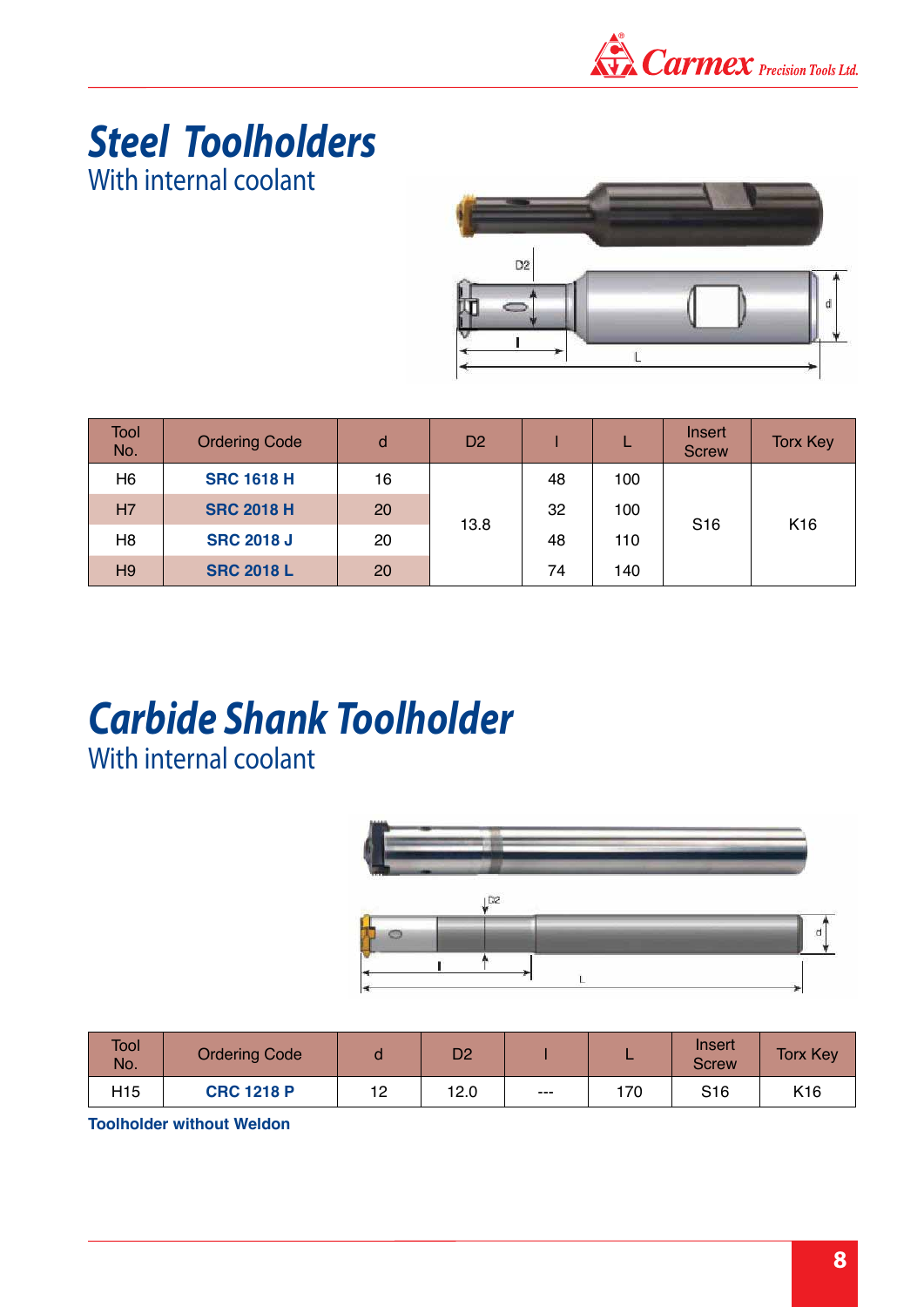# Steel Toolholders

With internal coolant

| Tool No. | Ordering Code | d | D2 | l | L | Insert Screw | Torx Key |
|---|---|---|---|---|---|---|---|
| H6 | **SRC 1618 H** | 16 | 13.8 | 48 | 100 | S16 | K16 |
| H7 | **SRC 2018 H** | 20 | | 32 | 100 | | |
| H8 | **SRC 2018 J** | 20 | | 48 | 110 | | |
| H9 | **SRC 2018 L** | 20 | | 74 | 140 | | |

# Carbide Shank Toolholder

With internal coolant

| Tool No. | Ordering Code | d | D2 | l | L | Insert Screw | Torx Key |
|---|---|---|---|---|---|---|---|
| H15 | **CRC 1218 P** | 12 | 12.0 | --- | 170 | S16 | K16 |

**Toolholder without Weldon**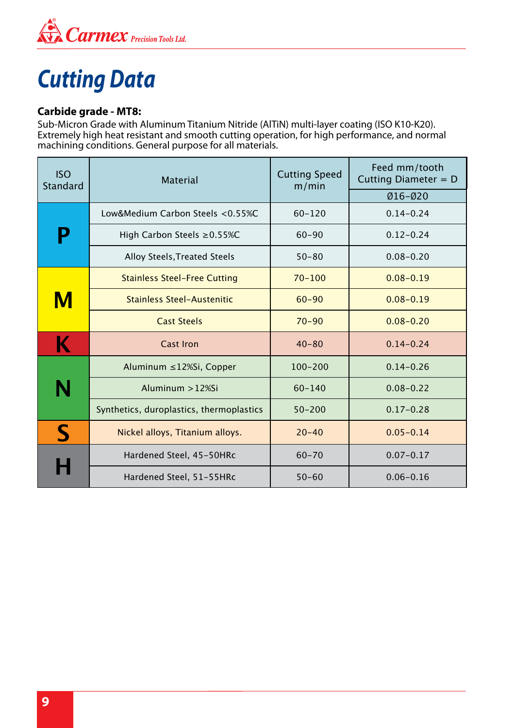# Cutting Data

**Carbide grade - MT8:**
Sub-Micron Grade with Aluminum Titanium Nitride (AlTiN) multi-layer coating (ISO K10-K20). Extremely high heat resistant and smooth cutting operation, for high performance, and normal machining conditions. General purpose for all materials.

| ISO Standard | Material | Cutting Speed m/min | Feed mm/tooth Cutting Diameter = D |
|---|---|---|---|
| | | | Ø16–Ø20 |
| P | Low&Medium Carbon Steels <0.55%C | 60–120 | 0.14–0.24 |
| P | High Carbon Steels ≥0.55%C | 60–90 | 0.12–0.24 |
| P | Alloy Steels,Treated Steels | 50–80 | 0.08–0.20 |
| M | Stainless Steel–Free Cutting | 70–100 | 0.08–0.19 |
| M | Stainless Steel–Austenitic | 60–90 | 0.08–0.19 |
| M | Cast Steels | 70–90 | 0.08–0.20 |
| K | Cast Iron | 40–80 | 0.14–0.24 |
| N | Aluminum ≤12%Si, Copper | 100–200 | 0.14–0.26 |
| N | Aluminum >12%Si | 60–140 | 0.08–0.22 |
| N | Synthetics, duroplastics, thermoplastics | 50–200 | 0.17–0.28 |
| S | Nickel alloys, Titanium alloys. | 20–40 | 0.05–0.14 |
| H | Hardened Steel, 45–50HRc | 60–70 | 0.07–0.17 |
| H | Hardened Steel, 51–55HRc | 50–60 | 0.06–0.16 |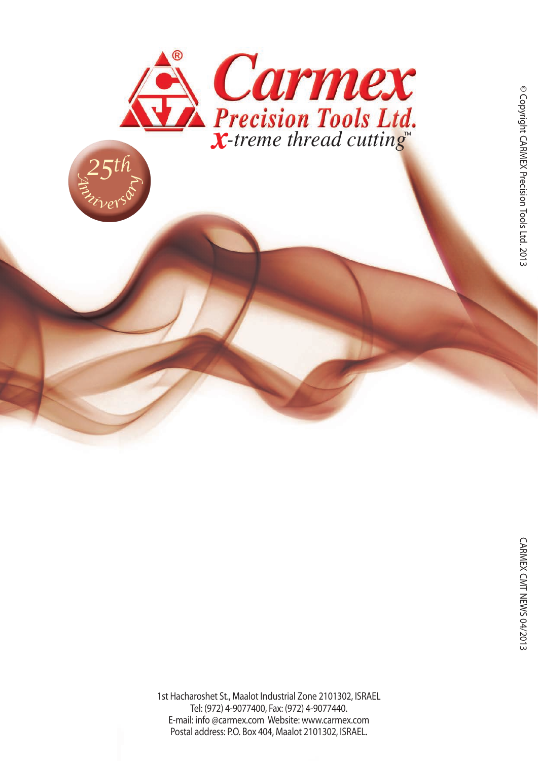# Carmex

**Precision Tools Ltd.**

*X-treme thread cutting™*

*25th Anniversary*

© Copyright CARMEX Precision Tools Ltd. 2013

CARMEX CMT NEWS 04/2013

1st Hacharoshet St., Maalot Industrial Zone 2101302, ISRAEL
Tel: (972) 4-9077400, Fax: (972) 4-9077440.
E-mail: info @carmex.com Website: www.carmex.com
Postal address: P.O. Box 404, Maalot 2101302, ISRAEL.